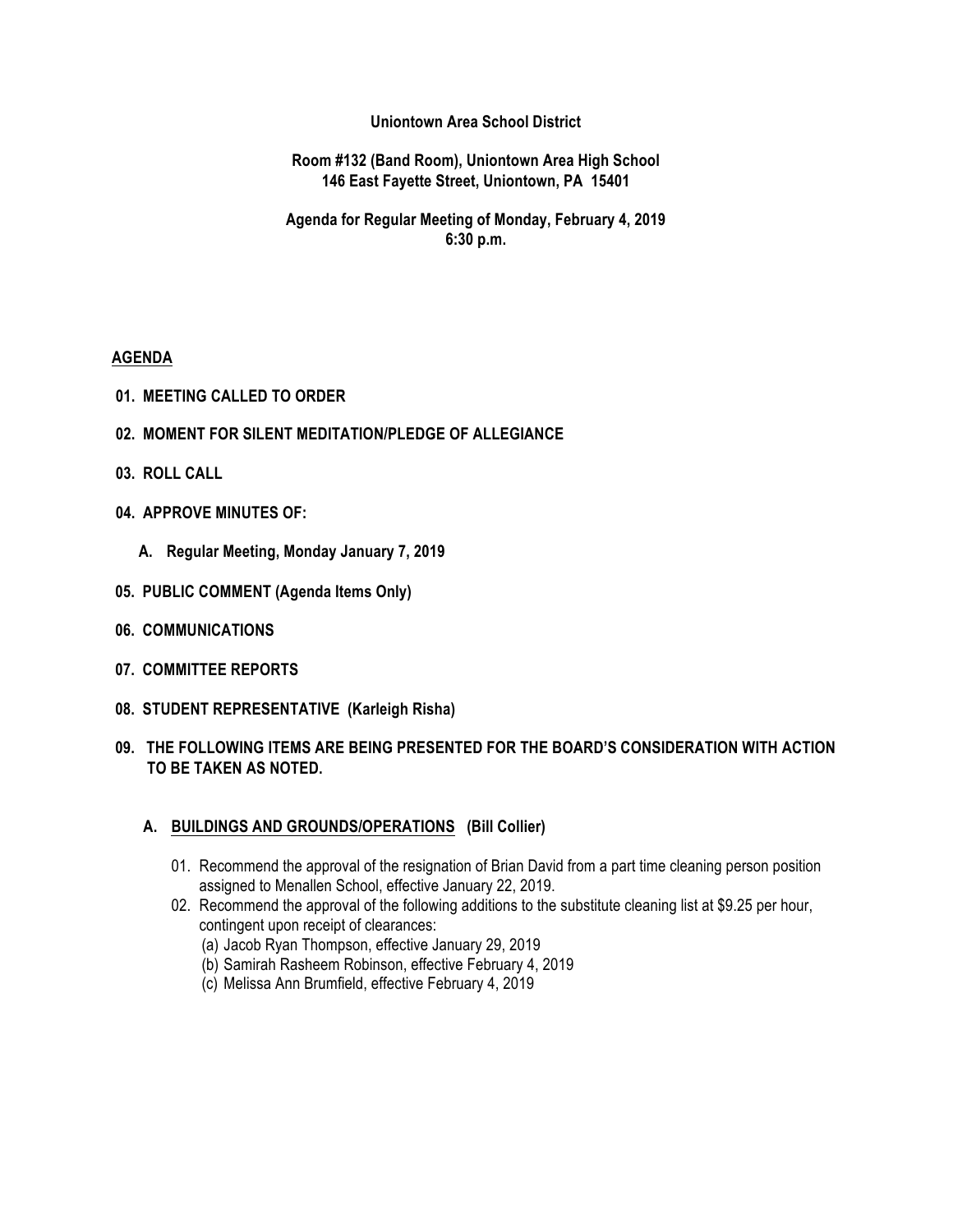**Uniontown Area School District**

**Room #132 (Band Room), Uniontown Area High School**
**146 East Fayette Street, Uniontown, PA 15401**

**Agenda for Regular Meeting of Monday, February 4, 2019**
**6:30 p.m.**

## AGENDA

**01. MEETING CALLED TO ORDER**

**02. MOMENT FOR SILENT MEDITATION/PLEDGE OF ALLEGIANCE**

**03. ROLL CALL**

**04. APPROVE MINUTES OF:**

**A. Regular Meeting, Monday January 7, 2019**

**05. PUBLIC COMMENT (Agenda Items Only)**

**06. COMMUNICATIONS**

**07. COMMITTEE REPORTS**

**08. STUDENT REPRESENTATIVE (Karleigh Risha)**

**09. THE FOLLOWING ITEMS ARE BEING PRESENTED FOR THE BOARD'S CONSIDERATION WITH ACTION TO BE TAKEN AS NOTED.**

### A. BUILDINGS AND GROUNDS/OPERATIONS (Bill Collier)

01. Recommend the approval of the resignation of Brian David from a part time cleaning person position assigned to Menallen School, effective January 22, 2019.
02. Recommend the approval of the following additions to the substitute cleaning list at $9.25 per hour, contingent upon receipt of clearances:
    (a) Jacob Ryan Thompson, effective January 29, 2019
    (b) Samirah Rasheem Robinson, effective February 4, 2019
    (c) Melissa Ann Brumfield, effective February 4, 2019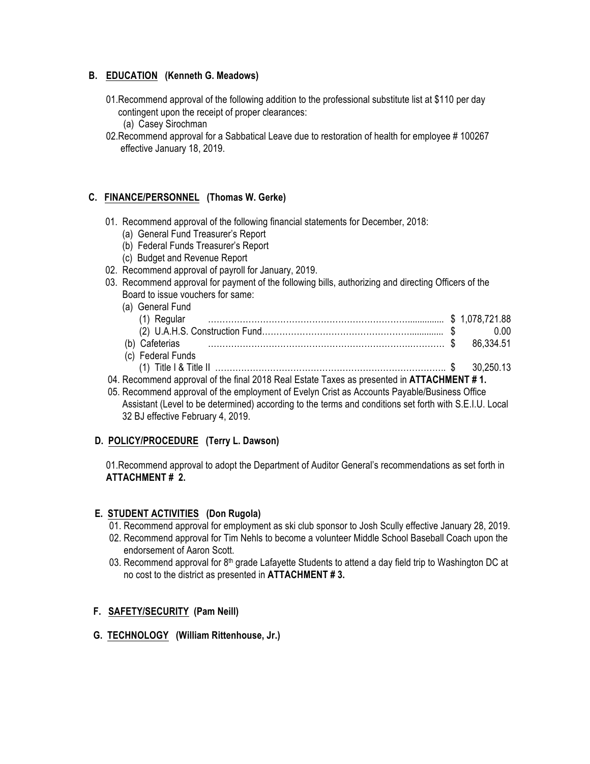## B. EDUCATION (Kenneth G. Meadows)

01. Recommend approval of the following addition to the professional substitute list at $110 per day contingent upon the receipt of proper clearances:
    - (a) Casey Sirochman
02. Recommend approval for a Sabbatical Leave due to restoration of health for employee # 100267 effective January 18, 2019.

## C. FINANCE/PERSONNEL (Thomas W. Gerke)

01. Recommend approval of the following financial statements for December, 2018:
    - (a) General Fund Treasurer's Report
    - (b) Federal Funds Treasurer's Report
    - (c) Budget and Revenue Report
02. Recommend approval of payroll for January, 2019.
03. Recommend approval for payment of the following bills, authorizing and directing Officers of the Board to issue vouchers for same:
    - (a) General Fund
        - (1) Regular ........................................ $ 1,078,721.88
        - (2) U.A.H.S. Construction Fund ........................................ $ 0.00
    - (b) Cafeterias ........................................ $ 86,334.51
    - (c) Federal Funds
        - (1) Title I & Title II ........................................ $ 30,250.13
04. Recommend approval of the final 2018 Real Estate Taxes as presented in **ATTACHMENT # 1.**
05. Recommend approval of the employment of Evelyn Crist as Accounts Payable/Business Office Assistant (Level to be determined) according to the terms and conditions set forth with S.E.I.U. Local 32 BJ effective February 4, 2019.

## D. POLICY/PROCEDURE (Terry L. Dawson)

01. Recommend approval to adopt the Department of Auditor General's recommendations as set forth in **ATTACHMENT # 2.**

## E. STUDENT ACTIVITIES (Don Rugola)

01. Recommend approval for employment as ski club sponsor to Josh Scully effective January 28, 2019.
02. Recommend approval for Tim Nehls to become a volunteer Middle School Baseball Coach upon the endorsement of Aaron Scott.
03. Recommend approval for 8th grade Lafayette Students to attend a day field trip to Washington DC at no cost to the district as presented in **ATTACHMENT # 3.**

## F. SAFETY/SECURITY (Pam Neill)

## G. TECHNOLOGY (William Rittenhouse, Jr.)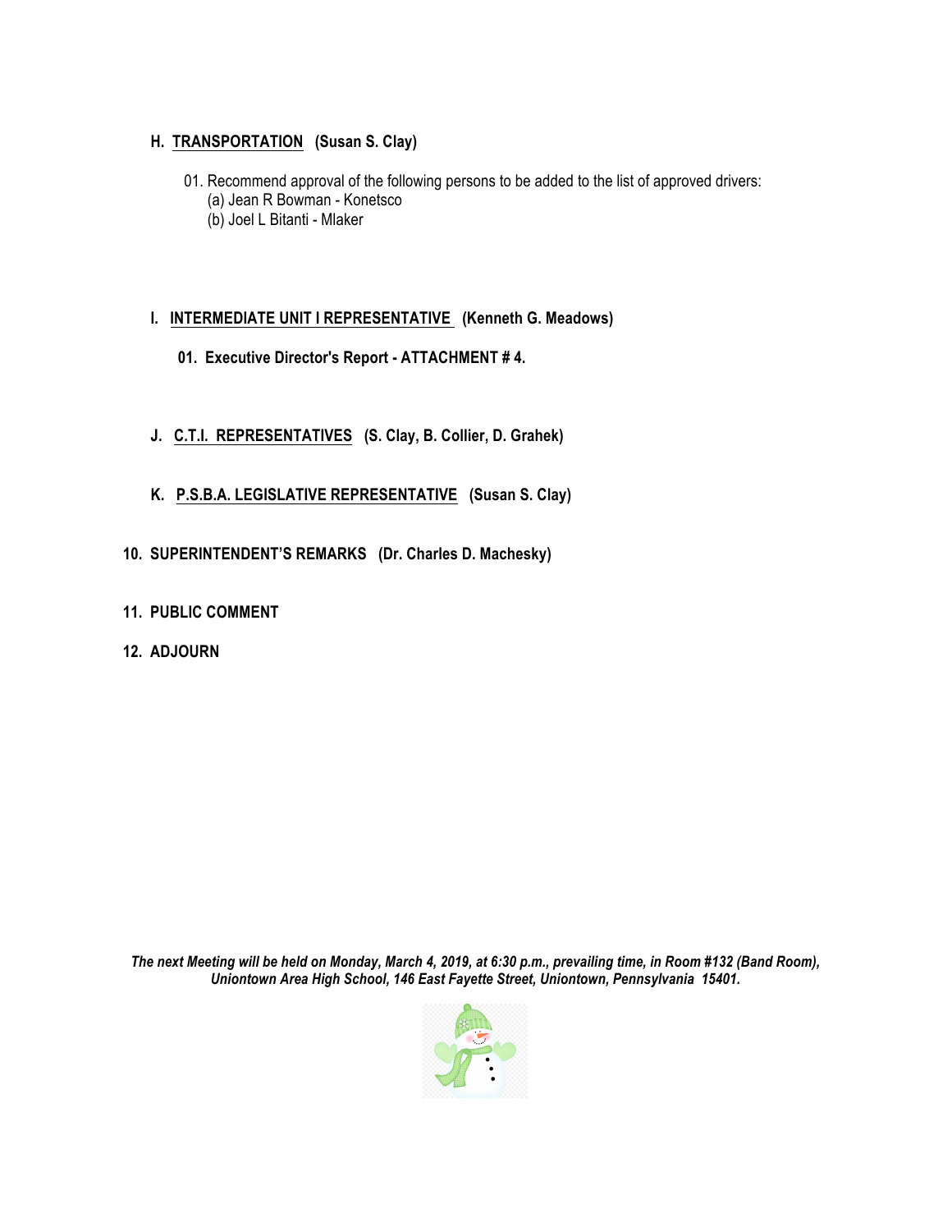**H. <u>TRANSPORTATION</u> (Susan S. Clay)**

01. Recommend approval of the following persons to be added to the list of approved drivers:
   (a) Jean R Bowman - Konetsco
   (b) Joel L Bitanti - Mlaker

**I. <u>INTERMEDIATE UNIT I REPRESENTATIVE</u> (Kenneth G. Meadows)**

**01. Executive Director's Report - ATTACHMENT # 4.**

**J. <u>C.T.I. REPRESENTATIVES</u> (S. Clay, B. Collier, D. Grahek)**

**K. <u>P.S.B.A. LEGISLATIVE REPRESENTATIVE</u> (Susan S. Clay)**

**10. SUPERINTENDENT'S REMARKS (Dr. Charles D. Machesky)**

**11. PUBLIC COMMENT**

**12. ADJOURN**

***The next Meeting will be held on Monday, March 4, 2019, at 6:30 p.m., prevailing time, in Room #132 (Band Room), Uniontown Area High School, 146 East Fayette Street, Uniontown, Pennsylvania 15401.***